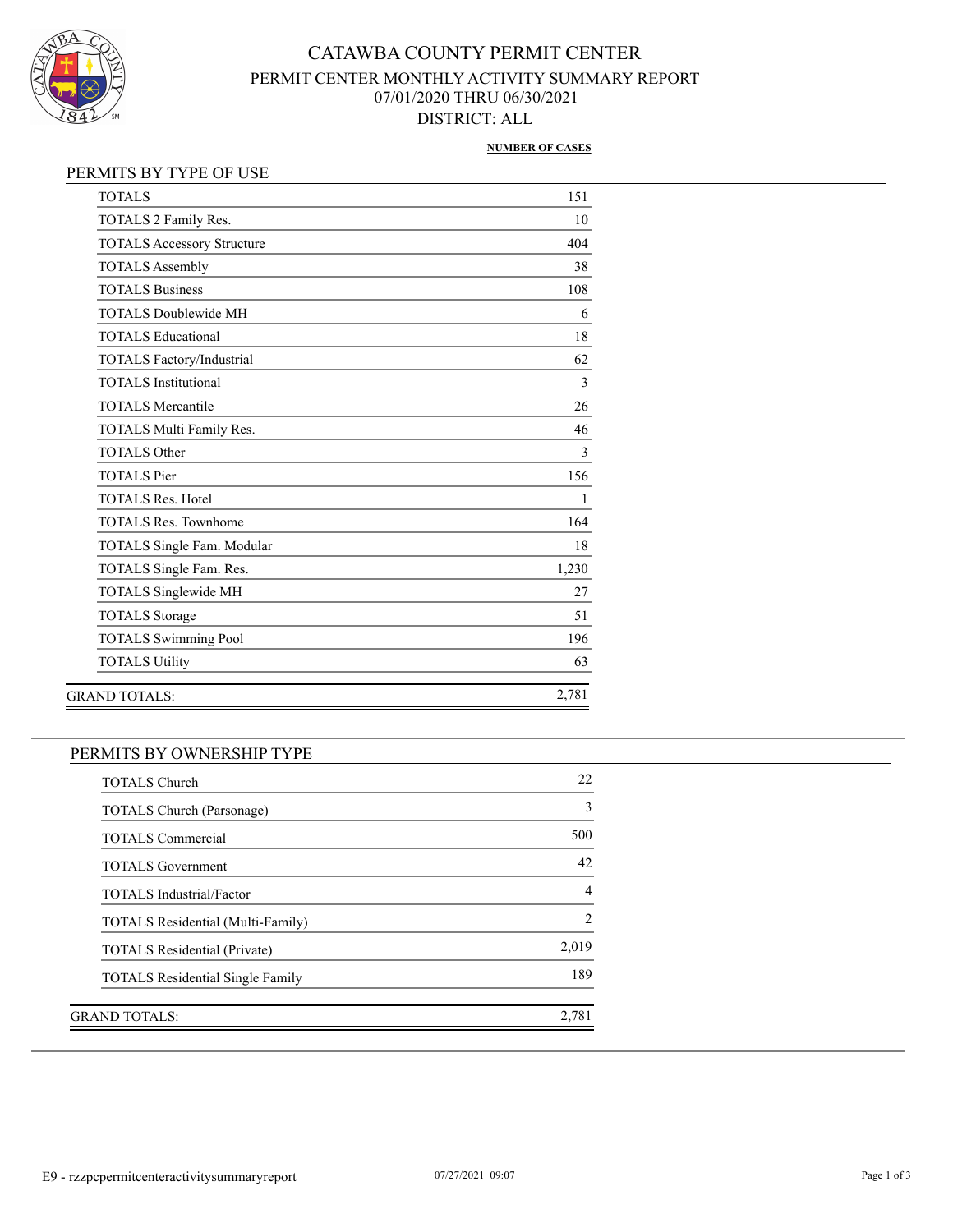# CATAWBA COUNTY PERMIT CENTER

## PERMIT CENTER MONTHLY ACTIVITY SUMMARY REPORT

07/01/2020 THRU 06/30/2021

DISTRICT: ALL

### PERMITS BY TYPE OF USE

| | NUMBER OF CASES |
|---|---|
| TOTALS | 151 |
| TOTALS 2 Family Res. | 10 |
| TOTALS Accessory Structure | 404 |
| TOTALS Assembly | 38 |
| TOTALS Business | 108 |
| TOTALS Doublewide MH | 6 |
| TOTALS Educational | 18 |
| TOTALS Factory/Industrial | 62 |
| TOTALS Institutional | 3 |
| TOTALS Mercantile | 26 |
| TOTALS Multi Family Res. | 46 |
| TOTALS Other | 3 |
| TOTALS Pier | 156 |
| TOTALS Res. Hotel | 1 |
| TOTALS Res. Townhome | 164 |
| TOTALS Single Fam. Modular | 18 |
| TOTALS Single Fam. Res. | 1,230 |
| TOTALS Singlewide MH | 27 |
| TOTALS Storage | 51 |
| TOTALS Swimming Pool | 196 |
| TOTALS Utility | 63 |
| GRAND TOTALS: | 2,781 |

### PERMITS BY OWNERSHIP TYPE

| | NUMBER OF CASES |
|---|---|
| TOTALS Church | 22 |
| TOTALS Church (Parsonage) | 3 |
| TOTALS Commercial | 500 |
| TOTALS Government | 42 |
| TOTALS Industrial/Factor | 4 |
| TOTALS Residential (Multi-Family) | 2 |
| TOTALS Residential (Private) | 2,019 |
| TOTALS Residential Single Family | 189 |
| GRAND TOTALS: | 2,781 |

E9 - rzzpcpermitcenteractivitysummaryreport 07/27/2021 09:07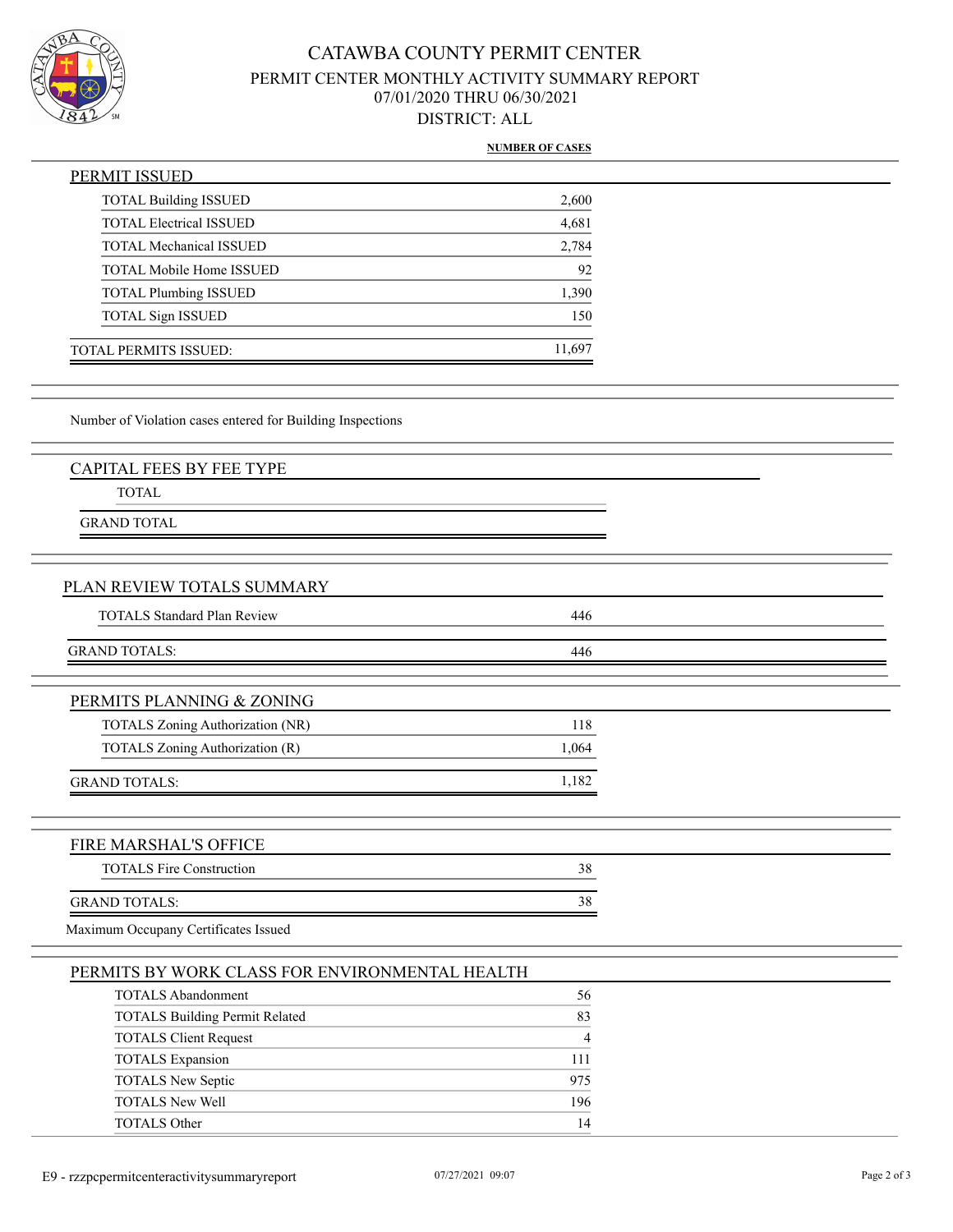# CATAWBA COUNTY PERMIT CENTER

## PERMIT CENTER MONTHLY ACTIVITY SUMMARY REPORT

## 07/01/2020 THRU 06/30/2021

## DISTRICT: ALL

**NUMBER OF CASES**

### PERMIT ISSUED

| | NUMBER OF CASES |
|---|---|
| TOTAL Building ISSUED | 2,600 |
| TOTAL Electrical ISSUED | 4,681 |
| TOTAL Mechanical ISSUED | 2,784 |
| TOTAL Mobile Home ISSUED | 92 |
| TOTAL Plumbing ISSUED | 1,390 |
| TOTAL Sign ISSUED | 150 |
| TOTAL PERMITS ISSUED: | 11,697 |

Number of Violation cases entered for Building Inspections

### CAPITAL FEES BY FEE TYPE

| | |
|---|---|
| TOTAL | |
| GRAND TOTAL | |

### PLAN REVIEW TOTALS SUMMARY

| | |
|---|---|
| TOTALS Standard Plan Review | 446 |
| GRAND TOTALS: | 446 |

### PERMITS PLANNING & ZONING

| | |
|---|---|
| TOTALS Zoning Authorization (NR) | 118 |
| TOTALS Zoning Authorization (R) | 1,064 |
| GRAND TOTALS: | 1,182 |

### FIRE MARSHAL'S OFFICE

| | |
|---|---|
| TOTALS Fire Construction | 38 |
| GRAND TOTALS: | 38 |

Maximum Occupany Certificates Issued

### PERMITS BY WORK CLASS FOR ENVIRONMENTAL HEALTH

| | |
|---|---|
| TOTALS Abandonment | 56 |
| TOTALS Building Permit Related | 83 |
| TOTALS Client Request | 4 |
| TOTALS Expansion | 111 |
| TOTALS New Septic | 975 |
| TOTALS New Well | 196 |
| TOTALS Other | 14 |

E9 - rzzpcpermitcenteractivitysummaryreport 07/27/2021 09:07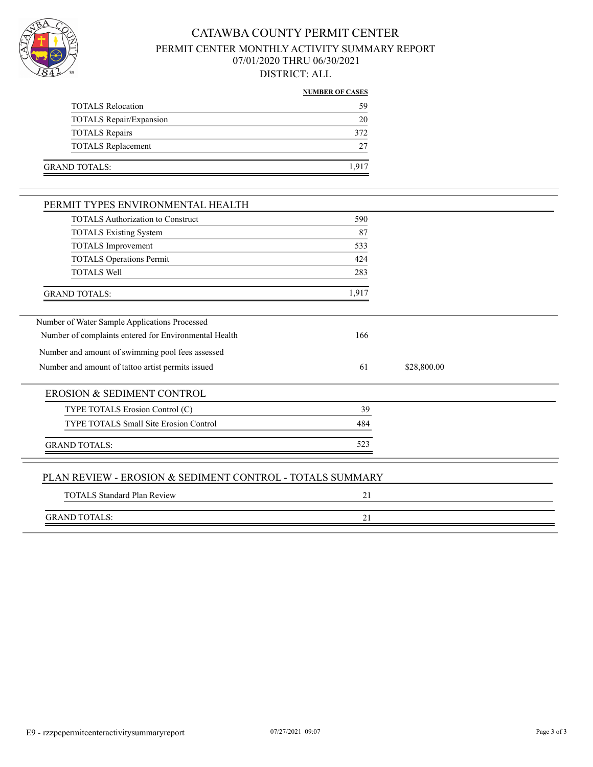# CATAWBA COUNTY PERMIT CENTER

## PERMIT CENTER MONTHLY ACTIVITY SUMMARY REPORT

07/01/2020 THRU 06/30/2021

DISTRICT: ALL

| | NUMBER OF CASES |
|---|---|
| TOTALS Relocation | 59 |
| TOTALS Repair/Expansion | 20 |
| TOTALS Repairs | 372 |
| TOTALS Replacement | 27 |
| GRAND TOTALS: | 1,917 |

## PERMIT TYPES ENVIRONMENTAL HEALTH

| | |
|---|---|
| TOTALS Authorization to Construct | 590 |
| TOTALS Existing System | 87 |
| TOTALS Improvement | 533 |
| TOTALS Operations Permit | 424 |
| TOTALS Well | 283 |
| GRAND TOTALS: | 1,917 |

| | | |
|---|---|---|
| Number of Water Sample Applications Processed | | |
| Number of complaints entered for Environmental Health | 166 | |
| Number and amount of swimming pool fees assessed | | |
| Number and amount of tattoo artist permits issued | 61 | $28,800.00 |

## EROSION & SEDIMENT CONTROL

| | |
|---|---|
| TYPE TOTALS Erosion Control (C) | 39 |
| TYPE TOTALS Small Site Erosion Control | 484 |
| GRAND TOTALS: | 523 |

## PLAN REVIEW - EROSION & SEDIMENT CONTROL - TOTALS SUMMARY

| | |
|---|---|
| TOTALS Standard Plan Review | 21 |
| GRAND TOTALS: | 21 |

E9 - rzzpcpermitcenteractivitysummaryreport 07/27/2021 09:07